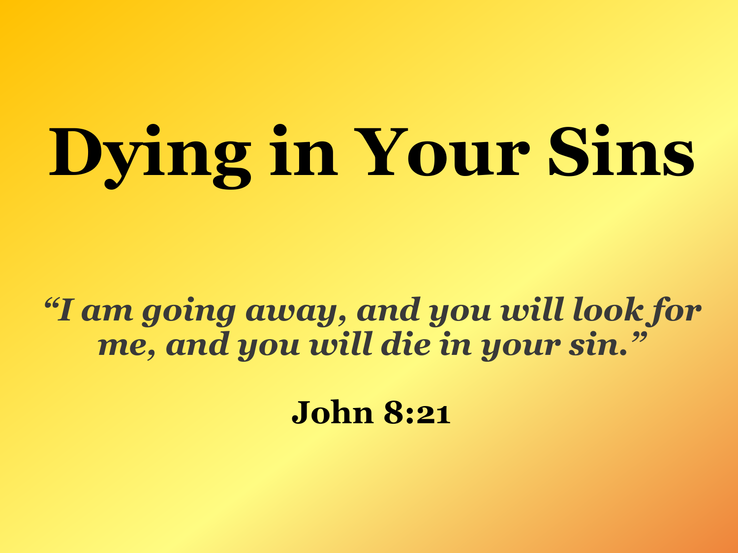# Dying in Your Sins

***"I am going away, and you will look for me, and you will die in your sin."***

**John 8:21**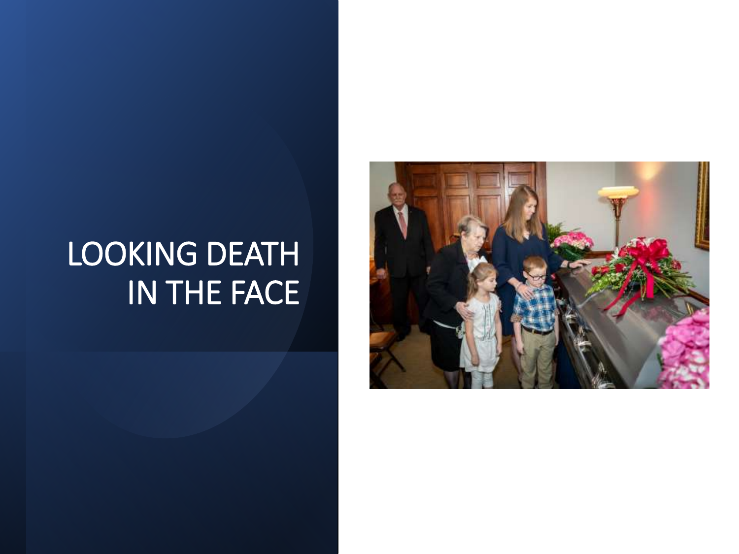# LOOKING DEATH IN THE FACE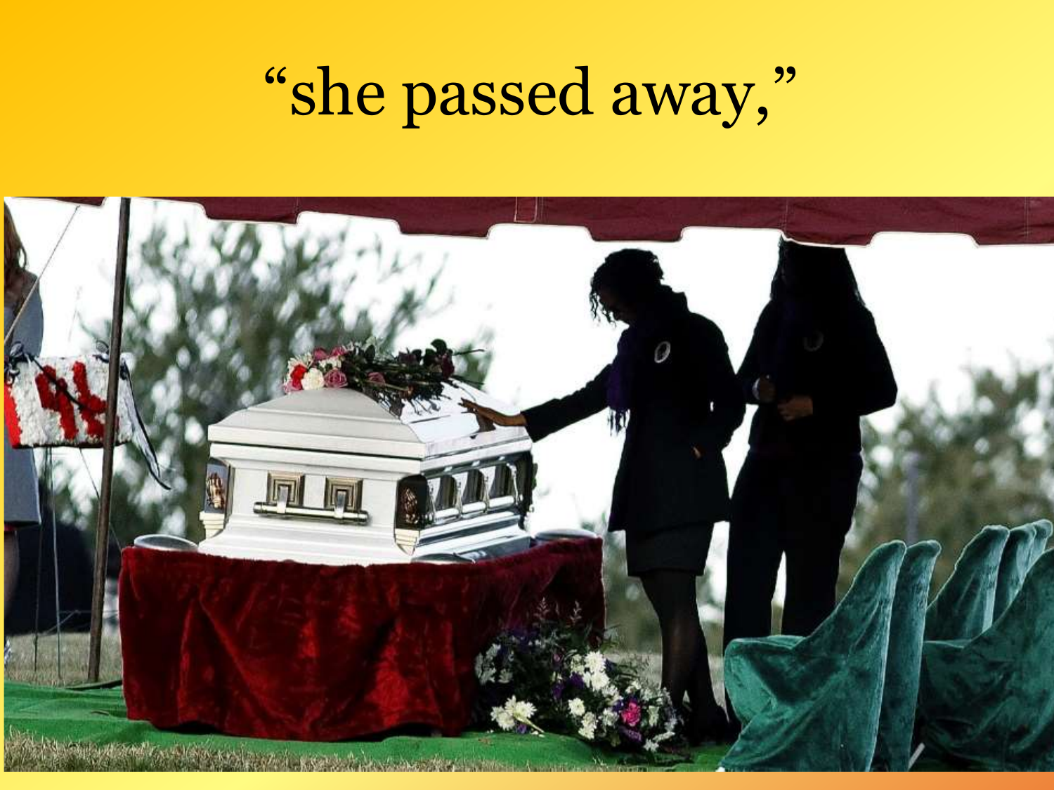# “she passed away,”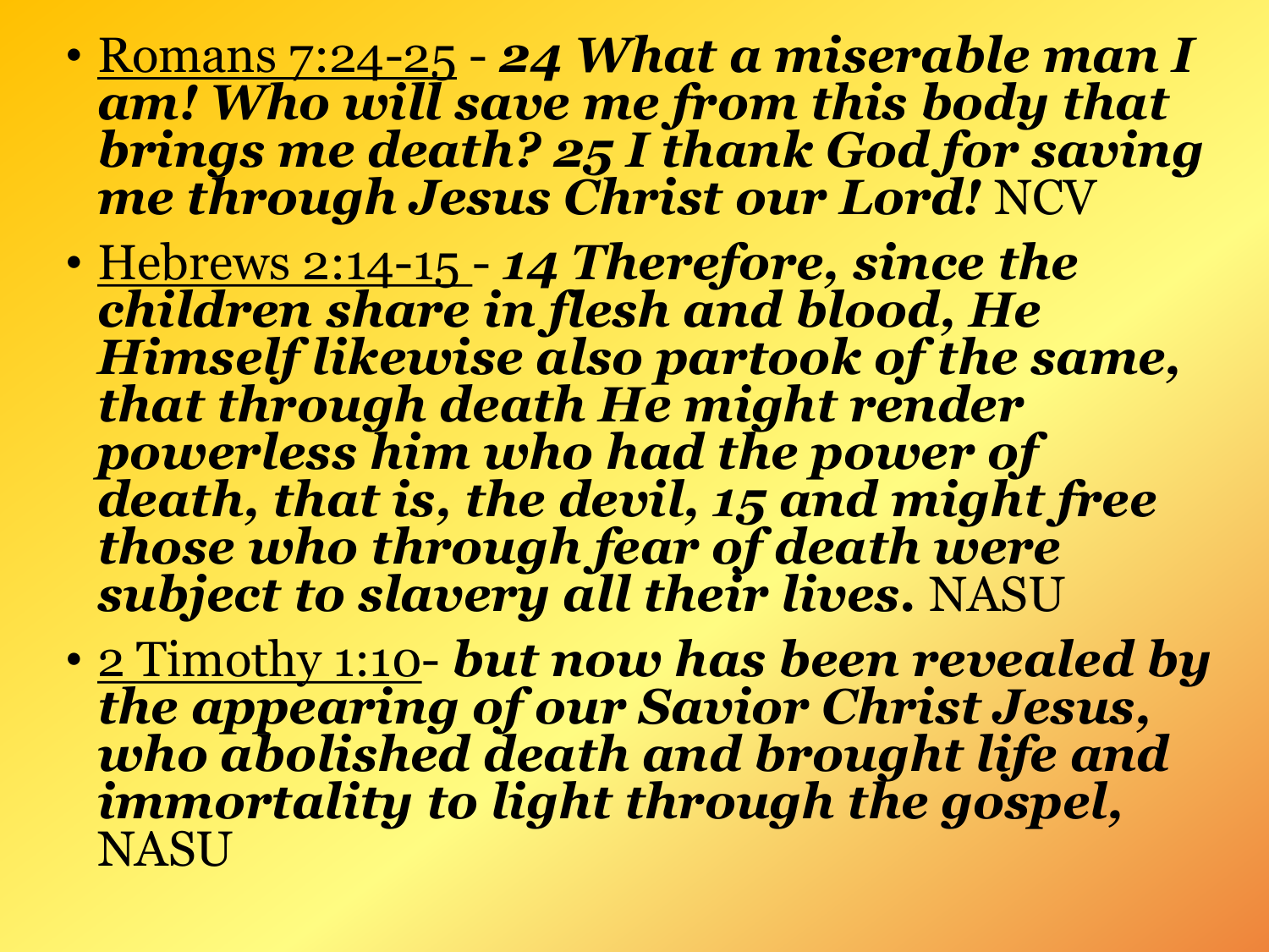- Romans 7:24-25 - ***24 What a miserable man I am! Who will save me from this body that brings me death? 25 I thank God for saving me through Jesus Christ our Lord!*** NCV
- Hebrews 2:14-15 - ***14 Therefore, since the children share in flesh and blood, He Himself likewise also partook of the same, that through death He might render powerless him who had the power of death, that is, the devil, 15 and might free those who through fear of death were subject to slavery all their lives.*** NASU
- 2 Timothy 1:10- ***but now has been revealed by the appearing of our Savior Christ Jesus, who abolished death and brought life and immortality to light through the gospel,*** NASU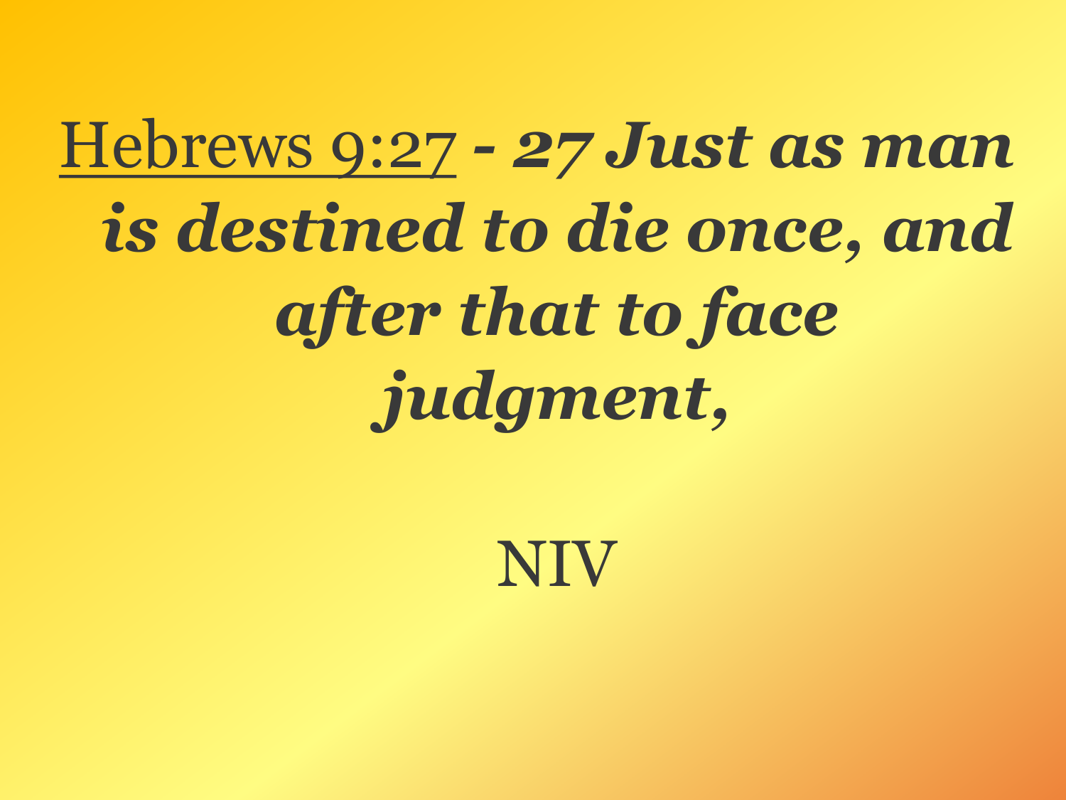Hebrews 9:27 - ***27 Just as man is destined to die once, and after that to face judgment,***

NIV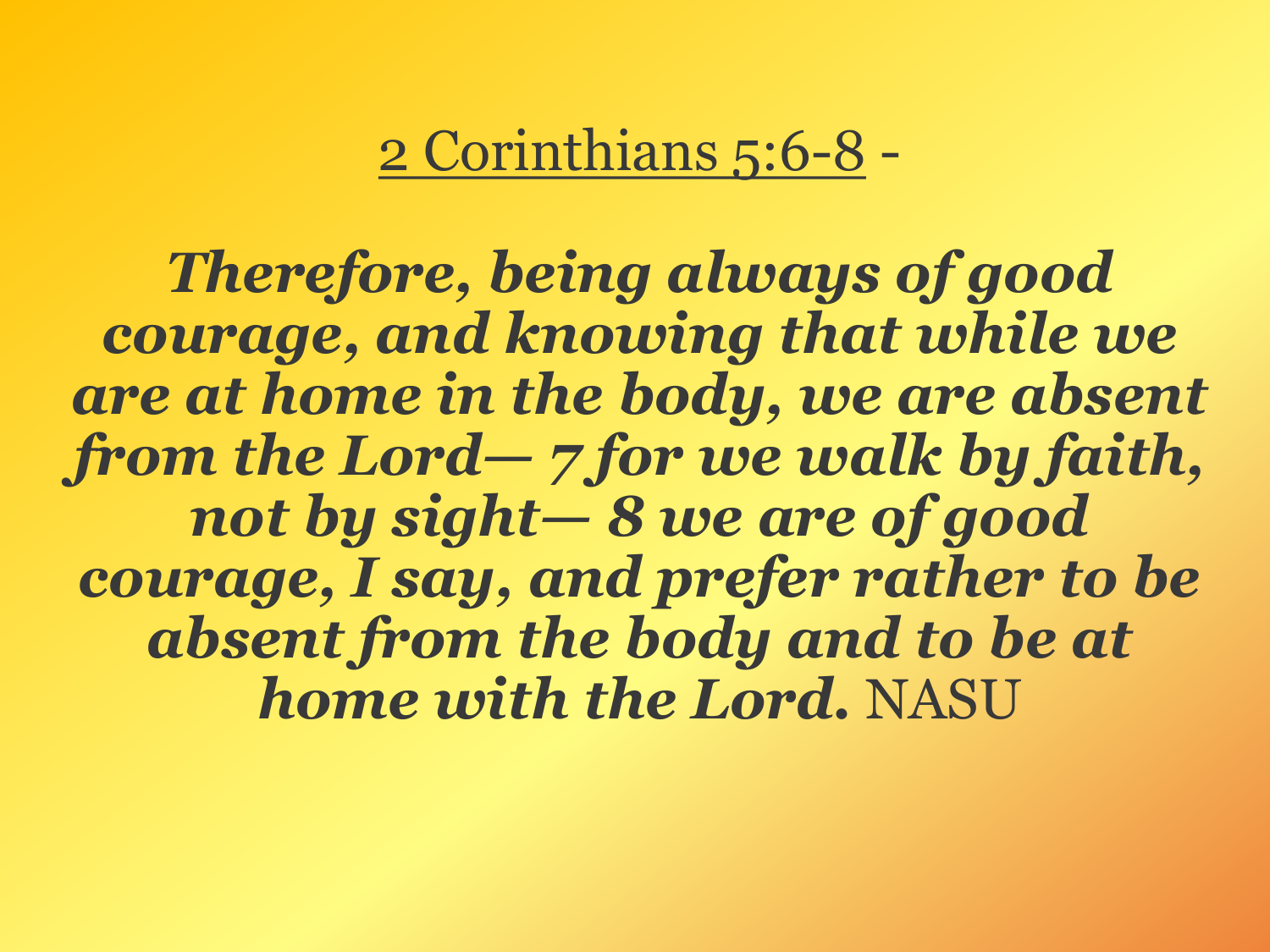2 Corinthians 5:6-8 -

***Therefore, being always of good courage, and knowing that while we are at home in the body, we are absent from the Lord— 7 for we walk by faith, not by sight— 8 we are of good courage, I say, and prefer rather to be absent from the body and to be at home with the Lord.*** NASU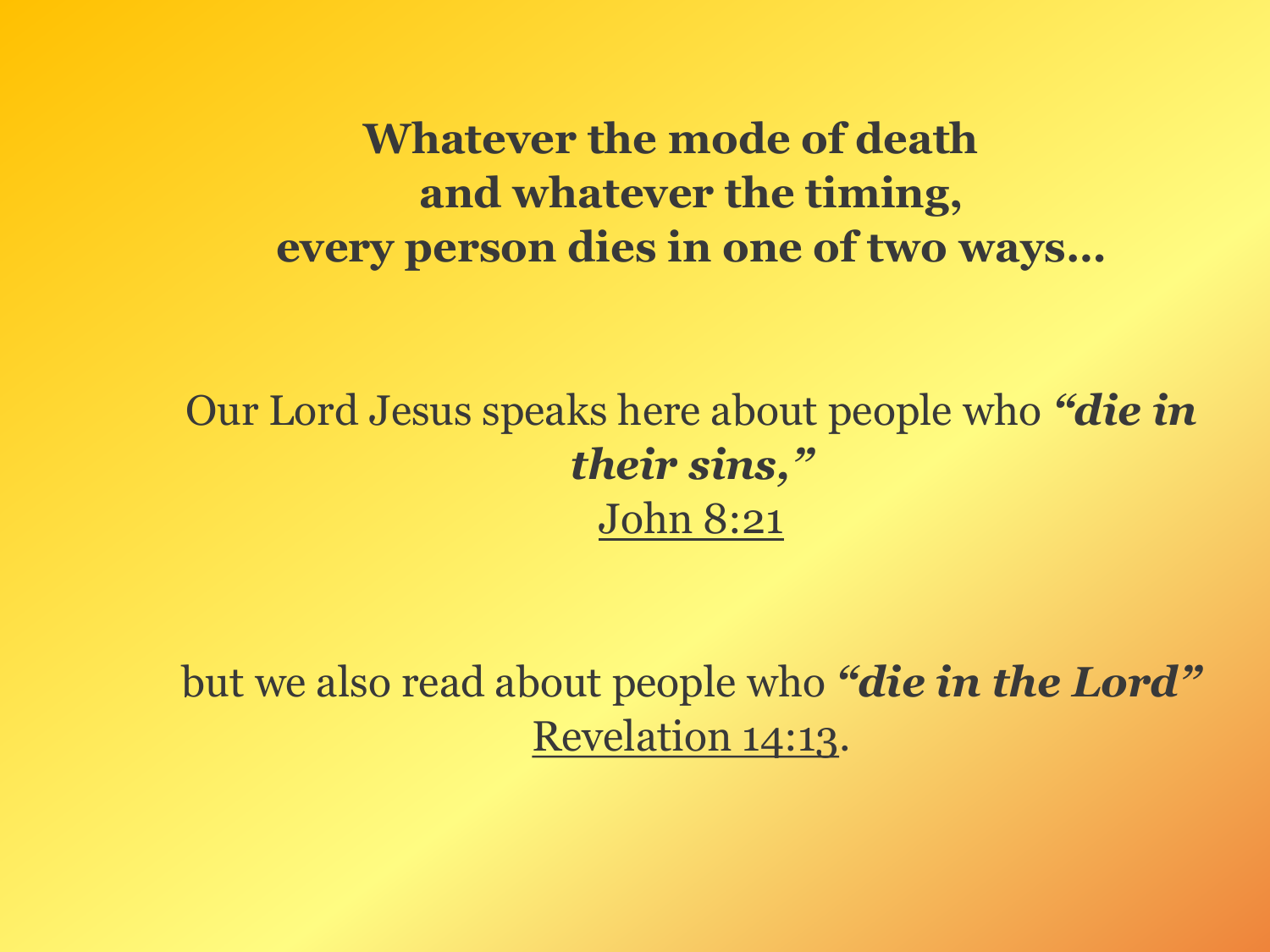**Whatever the mode of death and whatever the timing, every person dies in one of two ways…**

Our Lord Jesus speaks here about people who ***"die in their sins,"*** John 8:21

but we also read about people who ***"die in the Lord"*** Revelation 14:13.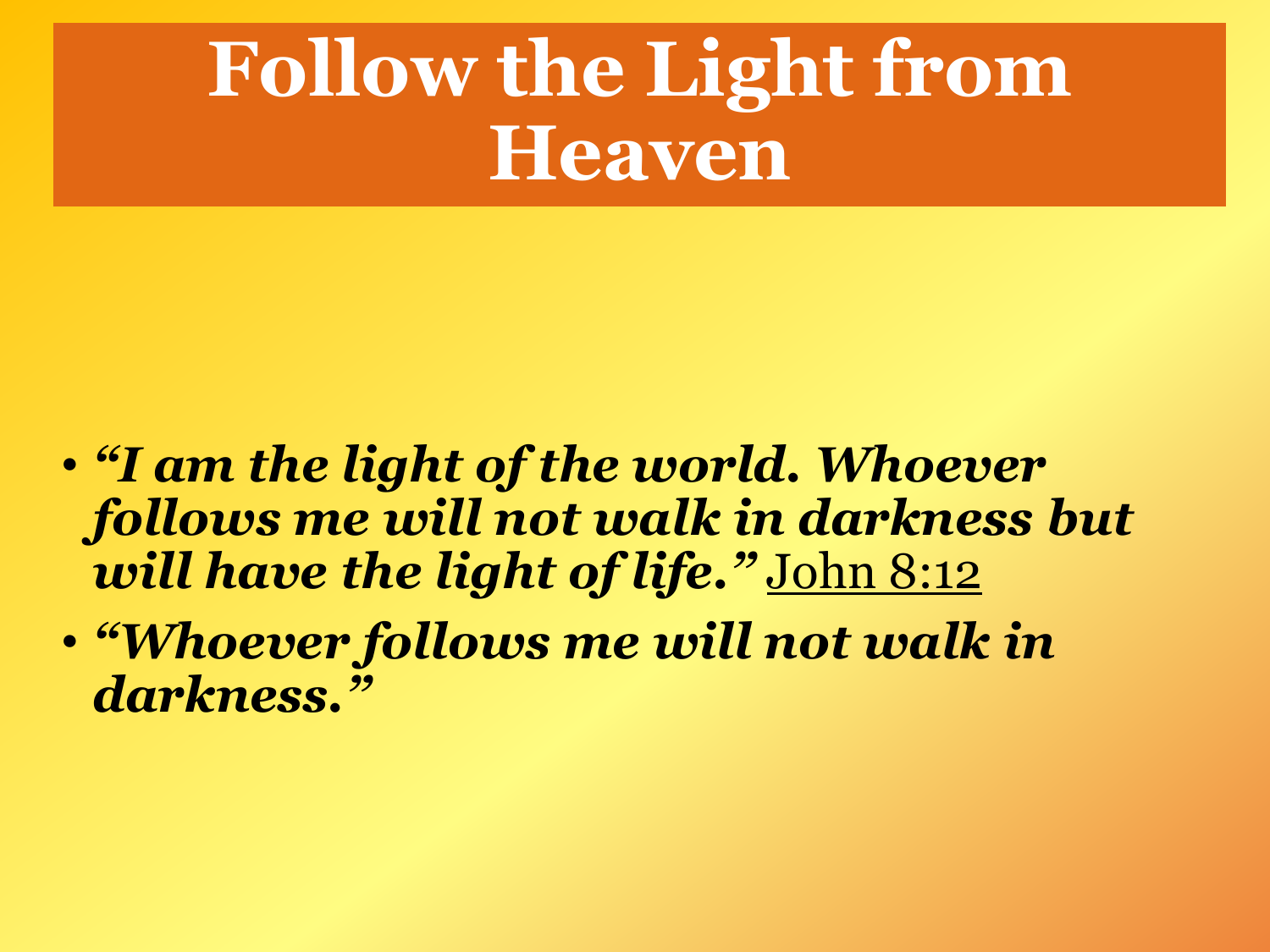# Follow the Light from Heaven

- ***"I am the light of the world. Whoever follows me will not walk in darkness but will have the light of life."*** John 8:12
- ***"Whoever follows me will not walk in darkness."***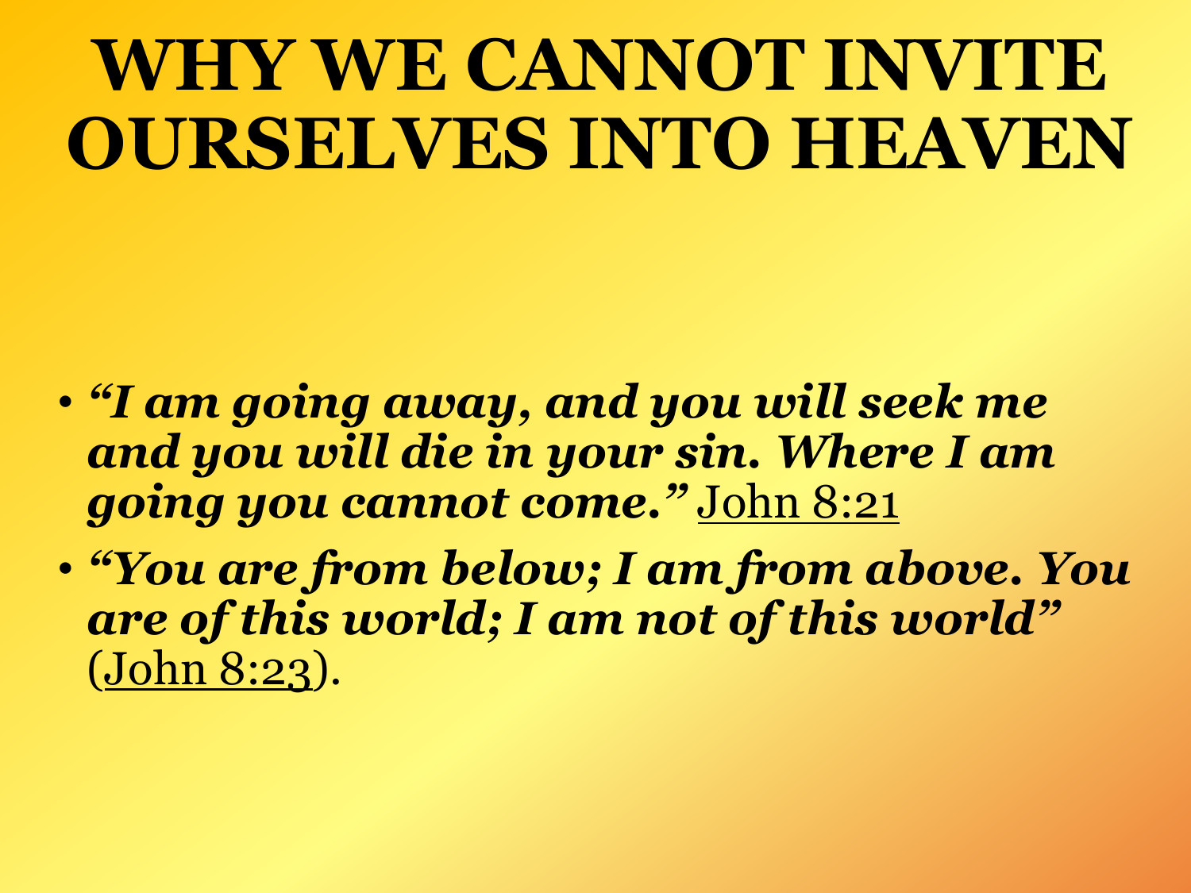# WHY WE CANNOT INVITE OURSELVES INTO HEAVEN

- ***"I am going away, and you will seek me and you will die in your sin. Where I am going you cannot come."*** John 8:21
- ***"You are from below; I am from above. You are of this world; I am not of this world"*** (John 8:23).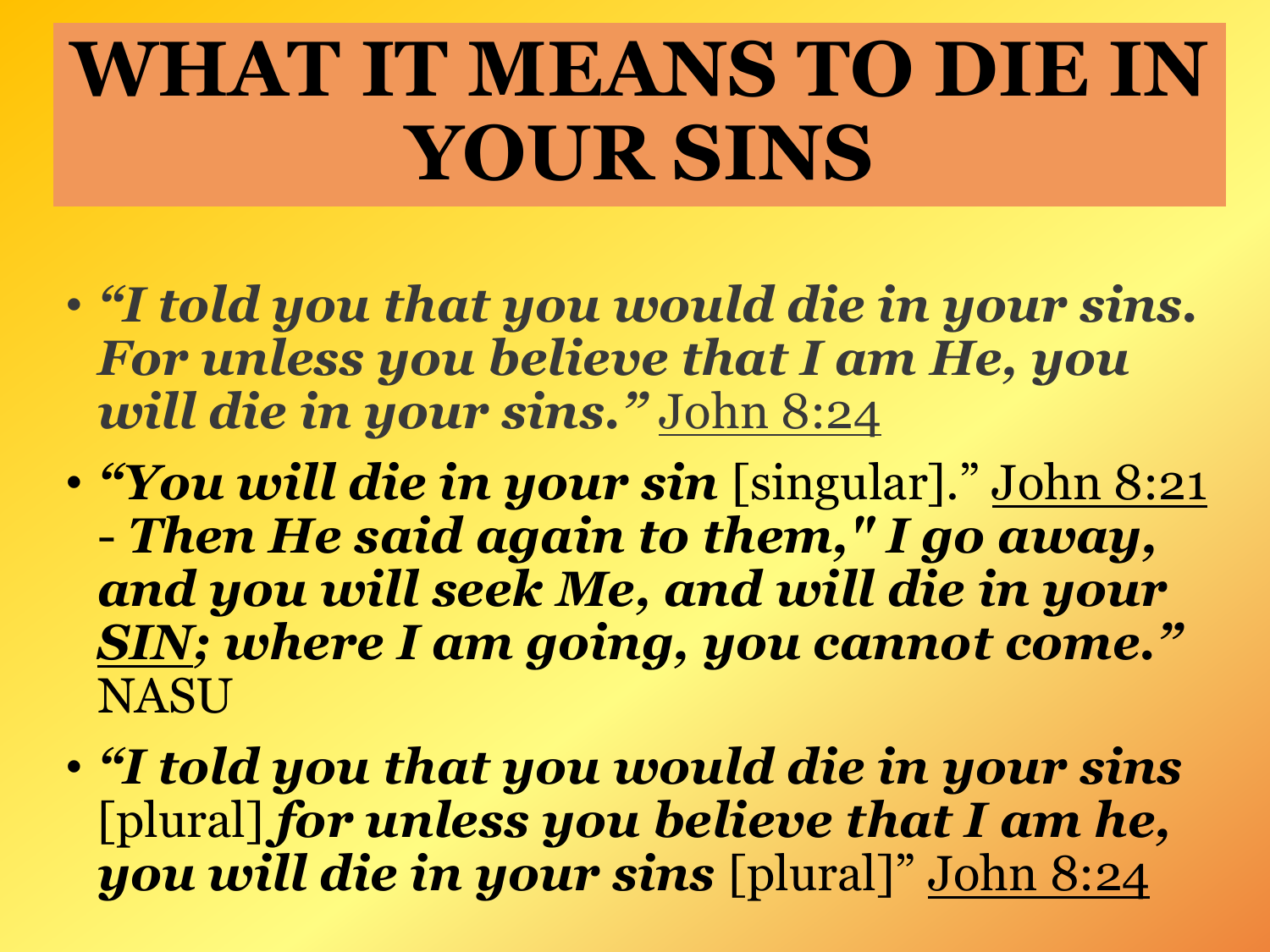# WHAT IT MEANS TO DIE IN YOUR SINS

- ***"I told you that you would die in your sins. For unless you believe that I am He, you will die in your sins."*** John 8:24
- ***"You will die in your sin*** [singular]." John 8:21 - ***Then He said again to them," I go away, and you will seek Me, and will die in your SIN; where I am going, you cannot come."*** NASU
- ***"I told you that you would die in your sins*** [plural] ***for unless you believe that I am he, you will die in your sins*** [plural]" John 8:24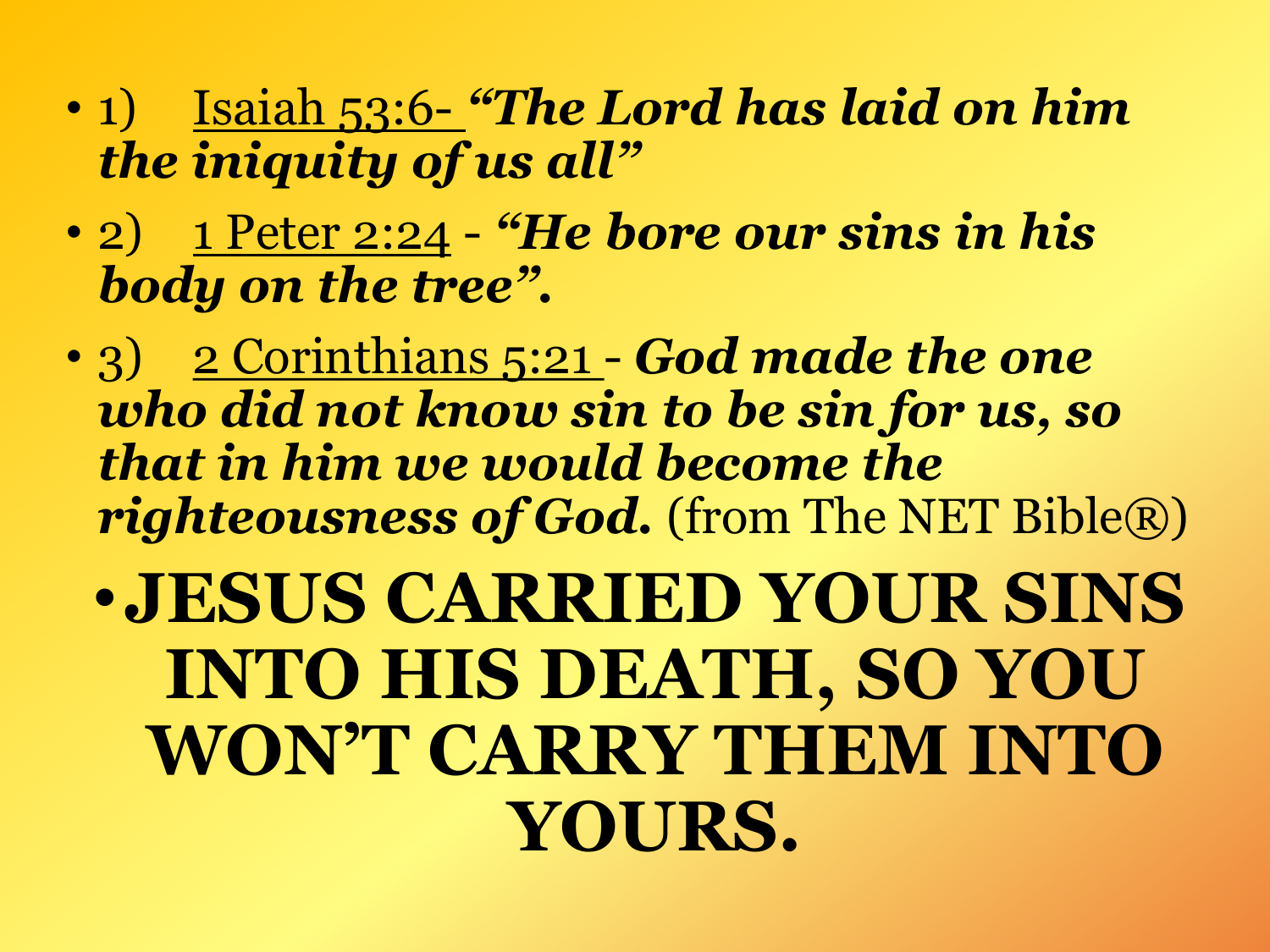- 1) Isaiah 53:6- ***"The Lord has laid on him the iniquity of us all"***
- 2) 1 Peter 2:24 - ***"He bore our sins in his body on the tree".***
- 3) 2 Corinthians 5:21 - ***God made the one who did not know sin to be sin for us, so that in him we would become the righteousness of God.*** (from The NET Bible®)
- **JESUS CARRIED YOUR SINS INTO HIS DEATH, SO YOU WON'T CARRY THEM INTO YOURS.**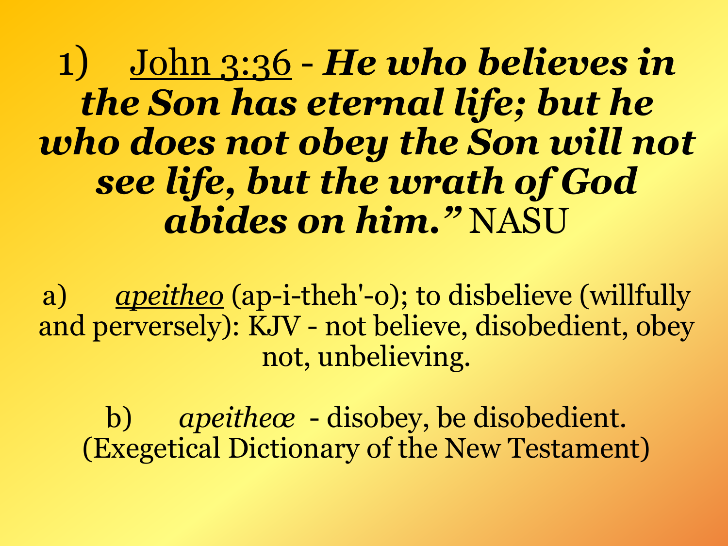1) <u>John 3:36</u> - ***He who believes in the Son has eternal life; but he who does not obey the Son will not see life, but the wrath of God abides on him.”*** NASU

a) *<u>apeitheo</u>* (ap-i-theh'-o); to disbelieve (willfully and perversely): KJV - not believe, disobedient, obey not, unbelieving.

b) *apeitheœ* - disobey, be disobedient. (Exegetical Dictionary of the New Testament)